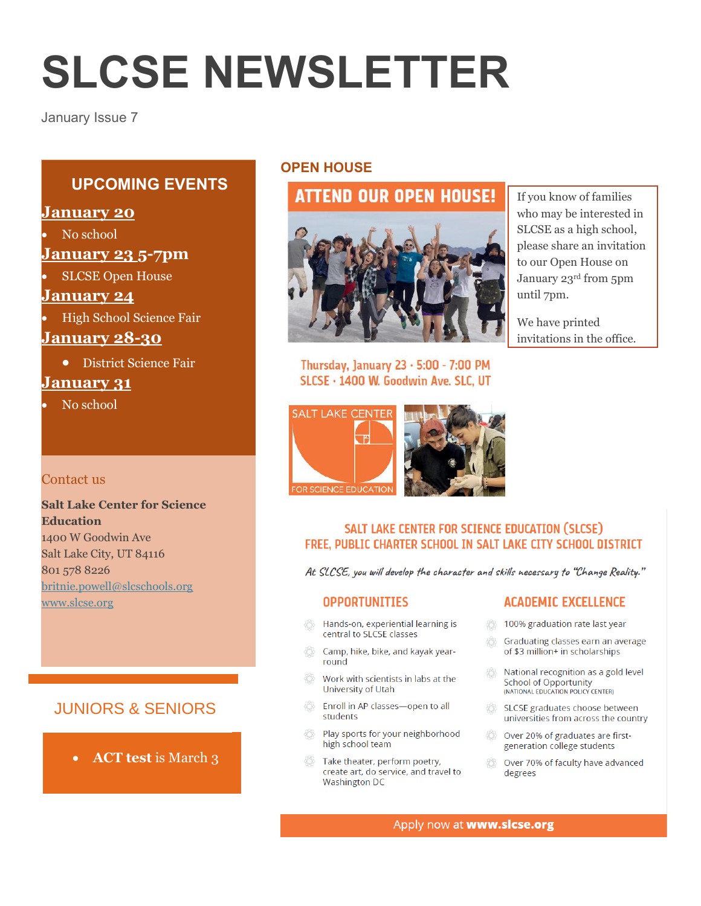# SLCSE NEWSLETTER

January Issue 7

## UPCOMING EVENTS

**January 20**

- No school

**January 23 5-7pm**

- SLCSE Open House

**January 24**

- High School Science Fair

**January 28-30**

- District Science Fair

**January 31**

- No school

### Contact us

**Salt Lake Center for Science Education**
1400 W Goodwin Ave
Salt Lake City, UT 84116
801 578 8226
britnie.powell@slcschools.org
www.slcse.org

## JUNIORS & SENIORS

- **ACT test** is March 3

## OPEN HOUSE

**ATTEND OUR OPEN HOUSE!**

If you know of families who may be interested in SLCSE as a high school, please share an invitation to our Open House on January 23rd from 5pm until 7pm.

We have printed invitations in the office.

Thursday, January 23 · 5:00 - 7:00 PM
SLCSE · 1400 W. Goodwin Ave. SLC, UT

SALT LAKE CENTER FOR SCIENCE EDUCATION

### SALT LAKE CENTER FOR SCIENCE EDUCATION (SLCSE)
### FREE, PUBLIC CHARTER SCHOOL IN SALT LAKE CITY SCHOOL DISTRICT

*At SLCSE, you will develop the character and skills necessary to "Change Reality."*

#### OPPORTUNITIES

- Hands-on, experiential learning is central to SLCSE classes
- Camp, hike, bike, and kayak year-round
- Work with scientists in labs at the University of Utah
- Enroll in AP classes—open to all students
- Play sports for your neighborhood high school team
- Take theater, perform poetry, create art, do service, and travel to Washington DC

#### ACADEMIC EXCELLENCE

- 100% graduation rate last year
- Graduating classes earn an average of $3 million+ in scholarships
- National recognition as a gold level School of Opportunity (NATIONAL EDUCATION POLICY CENTER)
- SLCSE graduates choose between universities from across the country
- Over 20% of graduates are first-generation college students
- Over 70% of faculty have advanced degrees

Apply now at **www.slcse.org**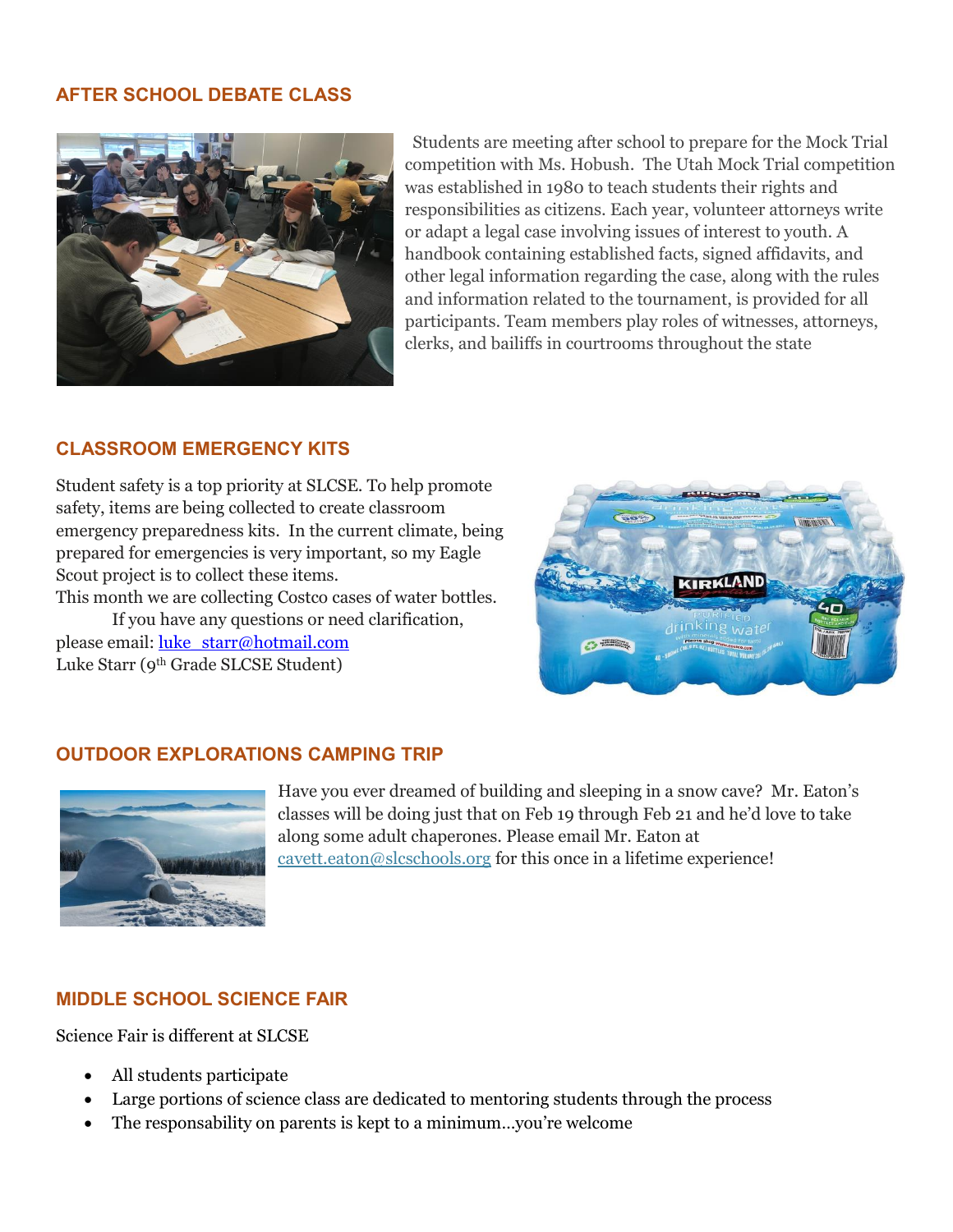## AFTER SCHOOL DEBATE CLASS

Students are meeting after school to prepare for the Mock Trial competition with Ms. Hobush. The Utah Mock Trial competition was established in 1980 to teach students their rights and responsibilities as citizens. Each year, volunteer attorneys write or adapt a legal case involving issues of interest to youth. A handbook containing established facts, signed affidavits, and other legal information regarding the case, along with the rules and information related to the tournament, is provided for all participants. Team members play roles of witnesses, attorneys, clerks, and bailiffs in courtrooms throughout the state

## CLASSROOM EMERGENCY KITS

Student safety is a top priority at SLCSE. To help promote safety, items are being collected to create classroom emergency preparedness kits. In the current climate, being prepared for emergencies is very important, so my Eagle Scout project is to collect these items.
This month we are collecting Costco cases of water bottles.

If you have any questions or need clarification, please email: [luke_starr@hotmail.com](mailto:luke_starr@hotmail.com)
Luke Starr (9th Grade SLCSE Student)

## OUTDOOR EXPLORATIONS CAMPING TRIP

Have you ever dreamed of building and sleeping in a snow cave? Mr. Eaton's classes will be doing just that on Feb 19 through Feb 21 and he'd love to take along some adult chaperones. Please email Mr. Eaton at [cavett.eaton@slcschools.org](mailto:cavett.eaton@slcschools.org) for this once in a lifetime experience!

## MIDDLE SCHOOL SCIENCE FAIR

Science Fair is different at SLCSE

- All students participate
- Large portions of science class are dedicated to mentoring students through the process
- The responsability on parents is kept to a minimum…you're welcome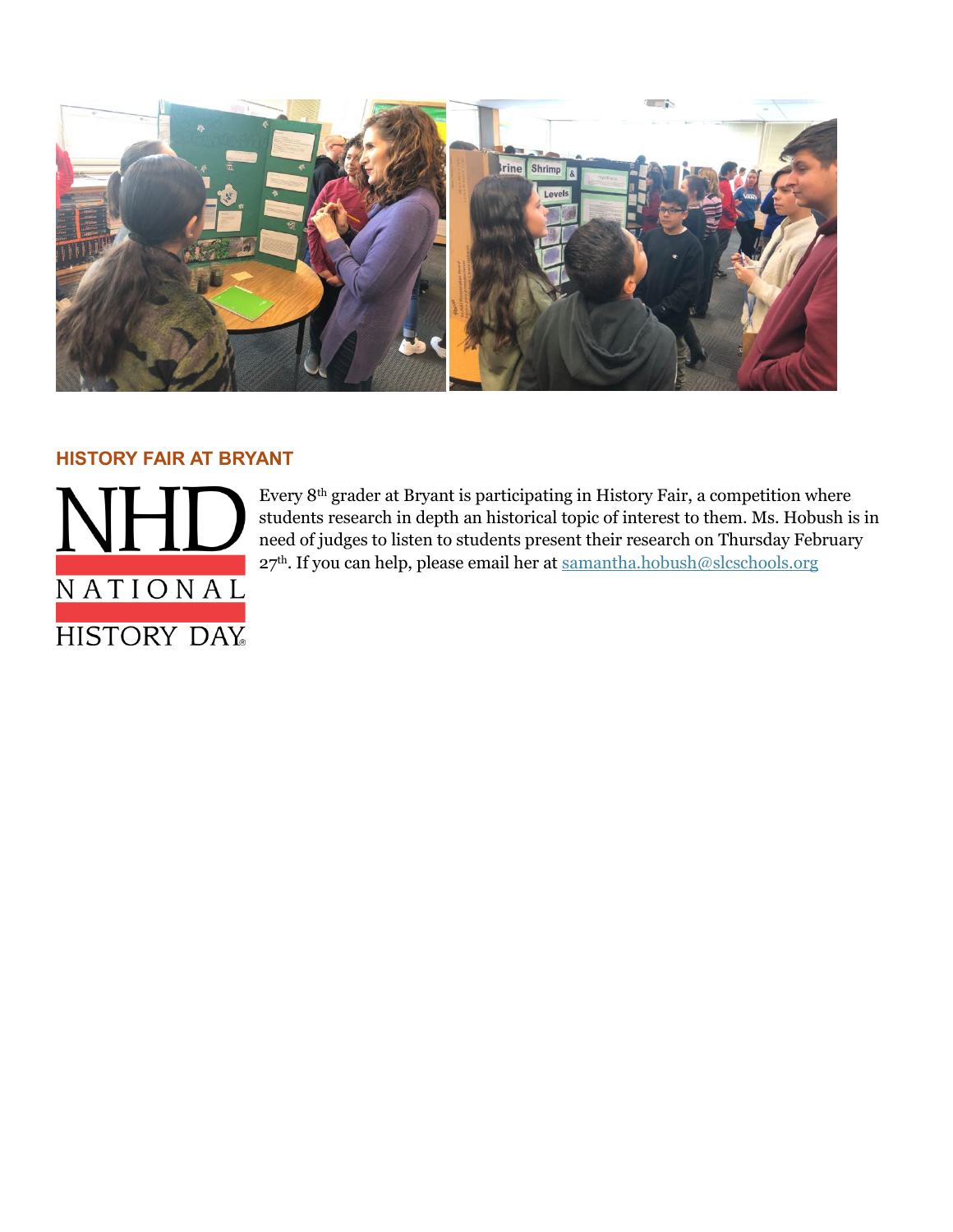## HISTORY FAIR AT BRYANT

Every 8th grader at Bryant is participating in History Fair, a competition where students research in depth an historical topic of interest to them. Ms. Hobush is in need of judges to listen to students present their research on Thursday February 27th. If you can help, please email her at samantha.hobush@slcschools.org